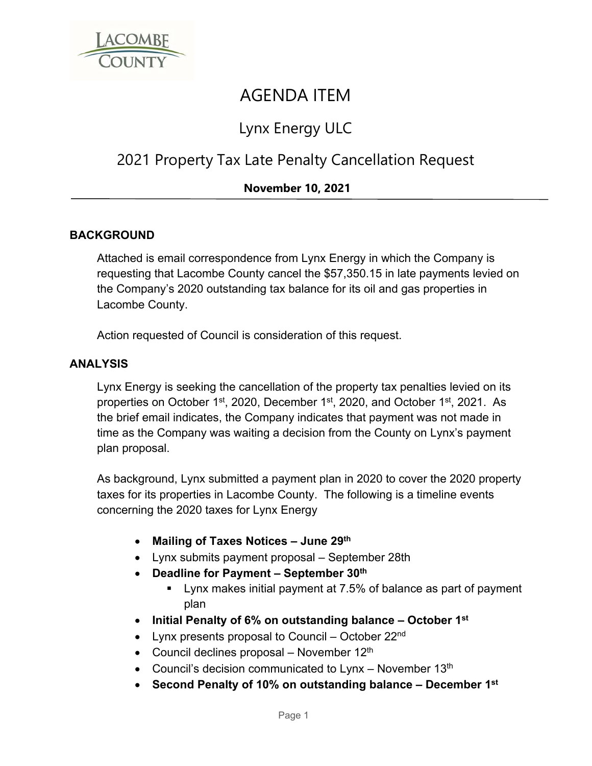# AGENDA ITEM

## Lynx Energy ULC

## 2021 Property Tax Late Penalty Cancellation Request

**November 10, 2021**

---

### BACKGROUND

Attached is email correspondence from Lynx Energy in which the Company is requesting that Lacombe County cancel the $57,350.15 in late payments levied on the Company's 2020 outstanding tax balance for its oil and gas properties in Lacombe County.

Action requested of Council is consideration of this request.

### ANALYSIS

Lynx Energy is seeking the cancellation of the property tax penalties levied on its properties on October 1st, 2020, December 1st, 2020, and October 1st, 2021. As the brief email indicates, the Company indicates that payment was not made in time as the Company was waiting a decision from the County on Lynx's payment plan proposal.

As background, Lynx submitted a payment plan in 2020 to cover the 2020 property taxes for its properties in Lacombe County. The following is a timeline events concerning the 2020 taxes for Lynx Energy

- **Mailing of Taxes Notices – June 29th**
- Lynx submits payment proposal – September 28th
- **Deadline for Payment – September 30th**
  - Lynx makes initial payment at 7.5% of balance as part of payment plan
- **Initial Penalty of 6% on outstanding balance – October 1st**
- Lynx presents proposal to Council – October 22nd
- Council declines proposal – November 12th
- Council's decision communicated to Lynx – November 13th
- **Second Penalty of 10% on outstanding balance – December 1st**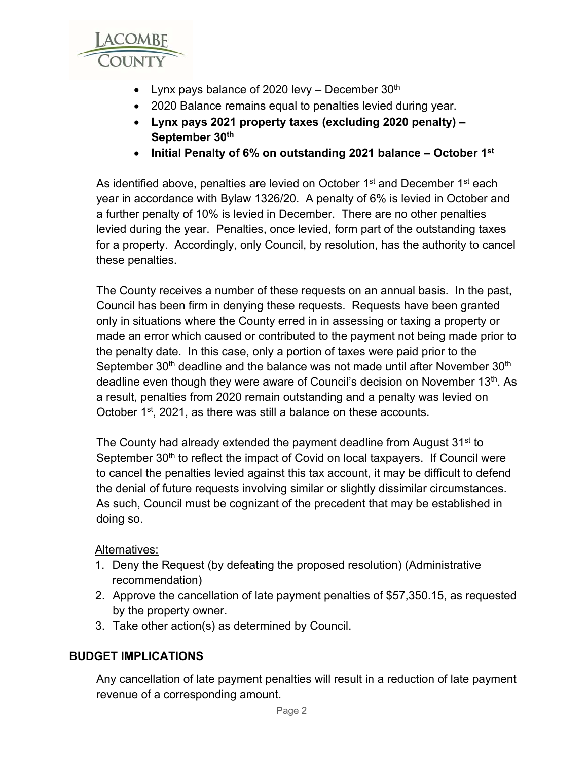- Lynx pays balance of 2020 levy – December 30th
- 2020 Balance remains equal to penalties levied during year.
- **Lynx pays 2021 property taxes (excluding 2020 penalty) – September 30th**
- **Initial Penalty of 6% on outstanding 2021 balance – October 1st**

As identified above, penalties are levied on October 1st and December 1st each year in accordance with Bylaw 1326/20. A penalty of 6% is levied in October and a further penalty of 10% is levied in December. There are no other penalties levied during the year. Penalties, once levied, form part of the outstanding taxes for a property. Accordingly, only Council, by resolution, has the authority to cancel these penalties.

The County receives a number of these requests on an annual basis. In the past, Council has been firm in denying these requests. Requests have been granted only in situations where the County erred in in assessing or taxing a property or made an error which caused or contributed to the payment not being made prior to the penalty date. In this case, only a portion of taxes were paid prior to the September 30th deadline and the balance was not made until after November 30th deadline even though they were aware of Council's decision on November 13th. As a result, penalties from 2020 remain outstanding and a penalty was levied on October 1st, 2021, as there was still a balance on these accounts.

The County had already extended the payment deadline from August 31st to September 30th to reflect the impact of Covid on local taxpayers. If Council were to cancel the penalties levied against this tax account, it may be difficult to defend the denial of future requests involving similar or slightly dissimilar circumstances. As such, Council must be cognizant of the precedent that may be established in doing so.

Alternatives:

1. Deny the Request (by defeating the proposed resolution) (Administrative recommendation)
2. Approve the cancellation of late payment penalties of $57,350.15, as requested by the property owner.
3. Take other action(s) as determined by Council.

## BUDGET IMPLICATIONS

Any cancellation of late payment penalties will result in a reduction of late payment revenue of a corresponding amount.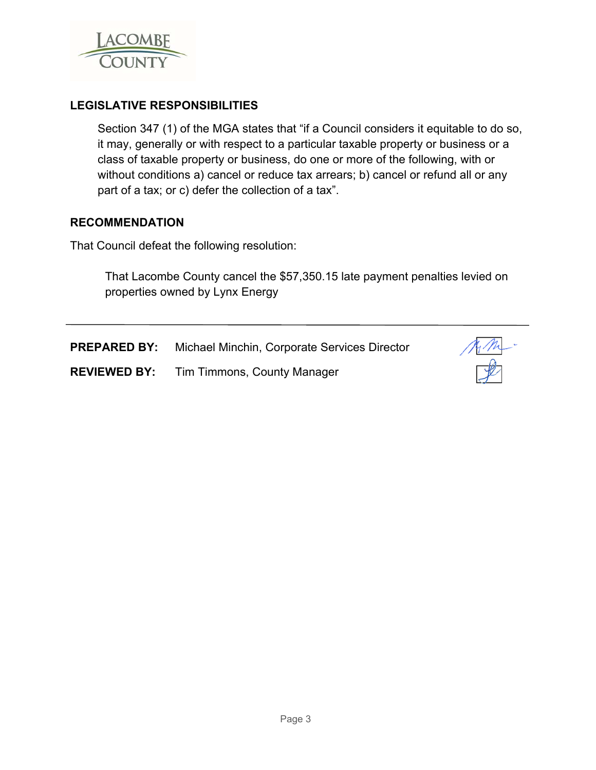**LACOMBE COUNTY**

## LEGISLATIVE RESPONSIBILITIES

Section 347 (1) of the MGA states that "if a Council considers it equitable to do so, it may, generally or with respect to a particular taxable property or business or a class of taxable property or business, do one or more of the following, with or without conditions a) cancel or reduce tax arrears; b) cancel or refund all or any part of a tax; or c) defer the collection of a tax".

## RECOMMENDATION

That Council defeat the following resolution:

> That Lacombe County cancel the $57,350.15 late payment penalties levied on properties owned by Lynx Energy

---

**PREPARED BY:** Michael Minchin, Corporate Services Director

**REVIEWED BY:** Tim Timmons, County Manager